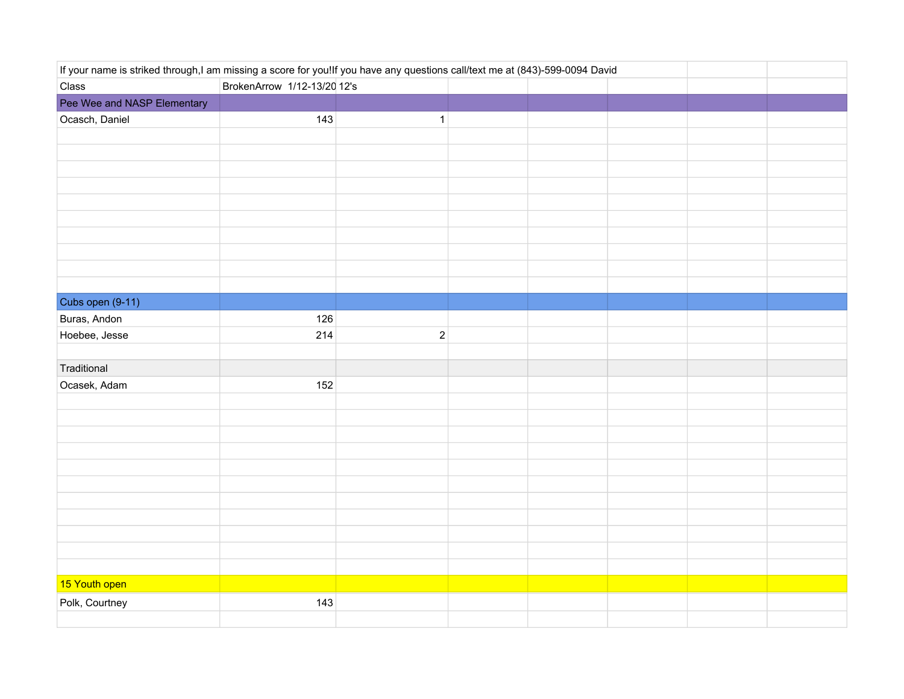If your name is striked through,I am missing a score for you!If you have any questions call/text me at (843)-599-0094 David

| Class | BrokenArrow 1/12-13/20 | 12's | | | | | |
|---|---|---|---|---|---|---|---|
| Pee Wee and NASP Elementary | | | | | | | |
| Ocasch, Daniel | 143 | 1 | | | | | |
| | | | | | | | |
| | | | | | | | |
| | | | | | | | |
| | | | | | | | |
| | | | | | | | |
| | | | | | | | |
| | | | | | | | |
| | | | | | | | |
| | | | | | | | |
| | | | | | | | |
| Cubs open (9-11) | | | | | | | |
| Buras, Andon | 126 | | | | | | |
| Hoebee, Jesse | 214 | 2 | | | | | |
| | | | | | | | |
| Traditional | | | | | | | |
| Ocasek, Adam | 152 | | | | | | |
| | | | | | | | |
| | | | | | | | |
| | | | | | | | |
| | | | | | | | |
| | | | | | | | |
| | | | | | | | |
| | | | | | | | |
| | | | | | | | |
| | | | | | | | |
| | | | | | | | |
| | | | | | | | |
| 15 Youth open | | | | | | | |
| Polk, Courtney | 143 | | | | | | |
| | | | | | | | |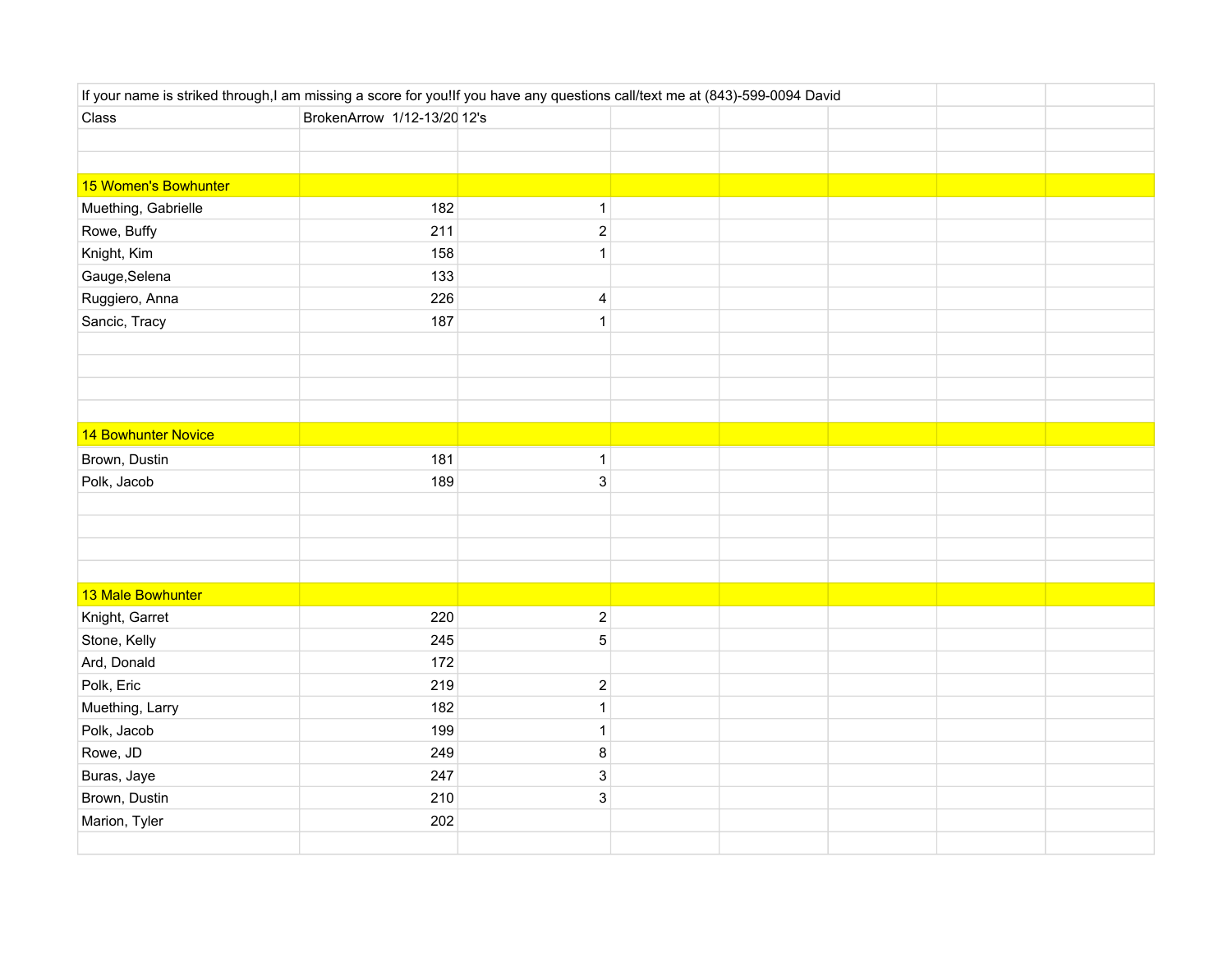If your name is striked through,I am missing a score for you!If you have any questions call/text me at (843)-599-0094 David

| Class | BrokenArrow 1/12-13/20 | 12's |
|---|---|---|
| | | |
| **15 Women's Bowhunter** | | |
| Muething, Gabrielle | 182 | 1 |
| Rowe, Buffy | 211 | 2 |
| Knight, Kim | 158 | 1 |
| Gauge,Selena | 133 | |
| Ruggiero, Anna | 226 | 4 |
| Sancic, Tracy | 187 | 1 |
| | | |
| **14 Bowhunter Novice** | | |
| Brown, Dustin | 181 | 1 |
| Polk, Jacob | 189 | 3 |
| | | |
| **13 Male Bowhunter** | | |
| Knight, Garret | 220 | 2 |
| Stone, Kelly | 245 | 5 |
| Ard, Donald | 172 | |
| Polk, Eric | 219 | 2 |
| Muething, Larry | 182 | 1 |
| Polk, Jacob | 199 | 1 |
| Rowe, JD | 249 | 8 |
| Buras, Jaye | 247 | 3 |
| Brown, Dustin | 210 | 3 |
| Marion, Tyler | 202 | |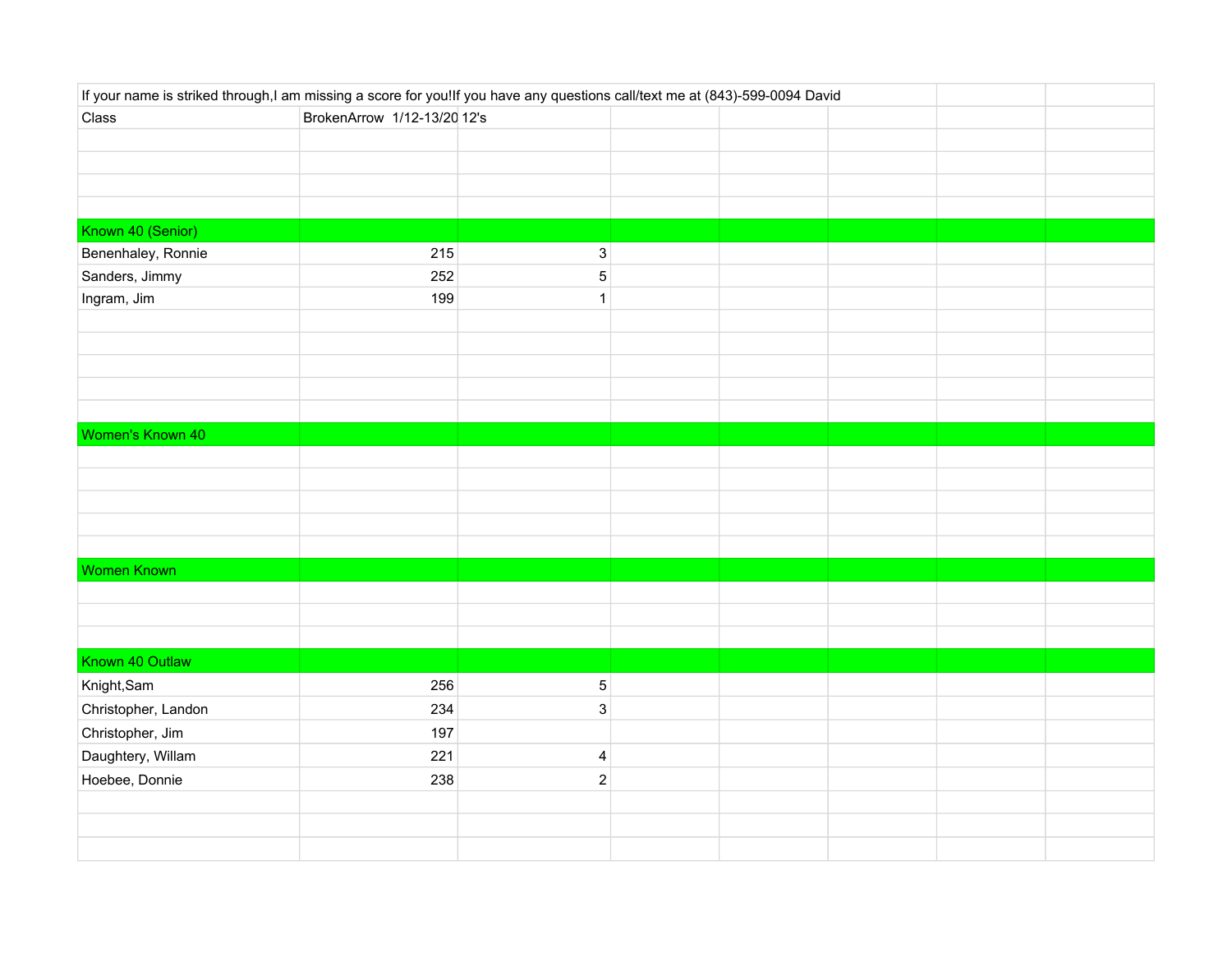If your name is striked through,I am missing a score for you!If you have any questions call/text me at (843)-599-0094 David

| Class | BrokenArrow 1/12-13/20 | 12's |
|---|---|---|
| | | |
| **Known 40 (Senior)** | | |
| Benenhaley, Ronnie | 215 | 3 |
| Sanders, Jimmy | 252 | 5 |
| Ingram, Jim | 199 | 1 |
| | | |
| **Women's Known 40** | | |
| | | |
| **Women Known** | | |
| | | |
| **Known 40 Outlaw** | | |
| Knight,Sam | 256 | 5 |
| Christopher, Landon | 234 | 3 |
| Christopher, Jim | 197 | |
| Daughtery, Willam | 221 | 4 |
| Hoebee, Donnie | 238 | 2 |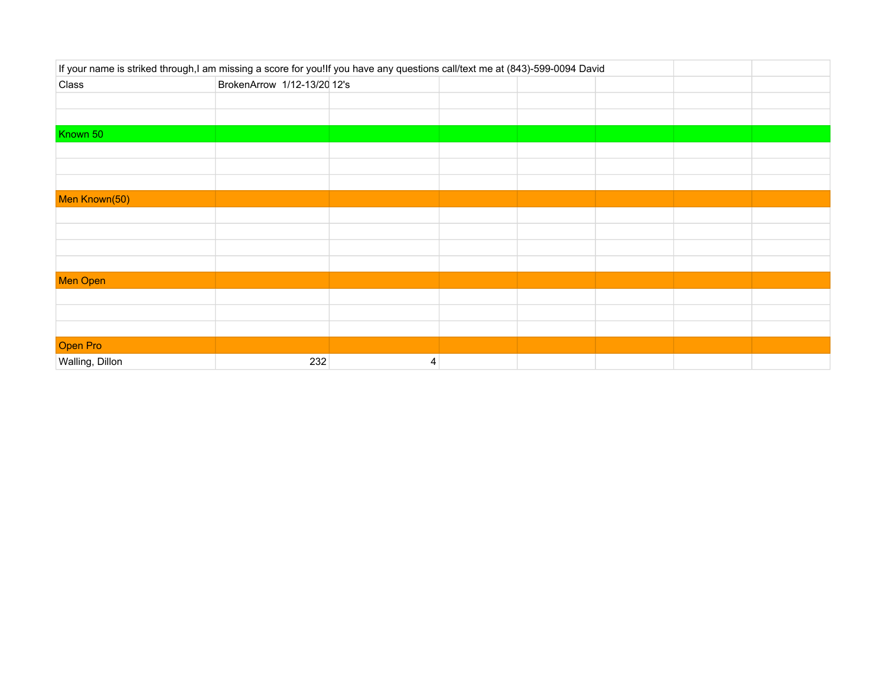| | | | | | | | |
|---|---|---|---|---|---|---|---|
| If your name is striked through,I am missing a score for you!If you have any questions call/text me at (843)-599-0094 David | | | | | | | |
| Class | BrokenArrow 1/12-13/20 | 12's | | | | | |
| | | | | | | | |
| | | | | | | | |
| Known 50 | | | | | | | |
| | | | | | | | |
| | | | | | | | |
| | | | | | | | |
| Men Known(50) | | | | | | | |
| | | | | | | | |
| | | | | | | | |
| | | | | | | | |
| | | | | | | | |
| Men Open | | | | | | | |
| | | | | | | | |
| | | | | | | | |
| | | | | | | | |
| Open Pro | | | | | | | |
| Walling, Dillon | 232 | 4 | | | | | |